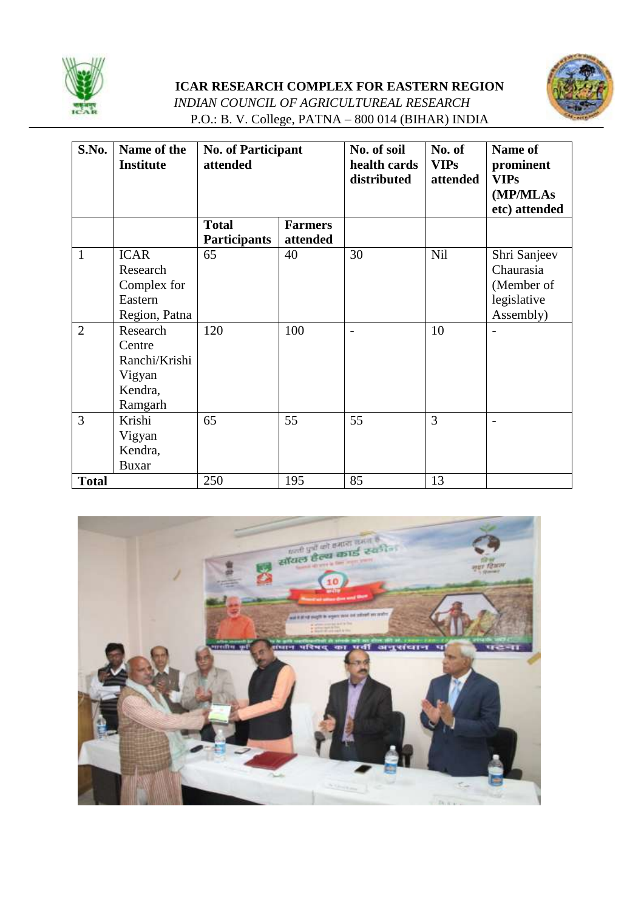**ICAR RESEARCH COMPLEX FOR EASTERN REGION**

*INDIAN COUNCIL OF AGRICULTUREAL RESEARCH*

P.O.: B. V. College, PATNA – 800 014 (BIHAR) INDIA

| S.No. | Name of the Institute | No. of Participant attended | | No. of soil health cards distributed | No. of VIPs attended | Name of prominent VIPs (MP/MLAs etc) attended |
|---|---|---|---|---|---|---|
| | | **Total Participants** | **Farmers attended** | | | |
| 1 | ICAR Research Complex for Eastern Region, Patna | 65 | 40 | 30 | Nil | Shri Sanjeev Chaurasia (Member of legislative Assembly) |
| 2 | Research Centre Ranchi/Krishi Vigyan Kendra, Ramgarh | 120 | 100 | - | 10 | - |
| 3 | Krishi Vigyan Kendra, Buxar | 65 | 55 | 55 | 3 | - |
| **Total** | | 250 | 195 | 85 | 13 | |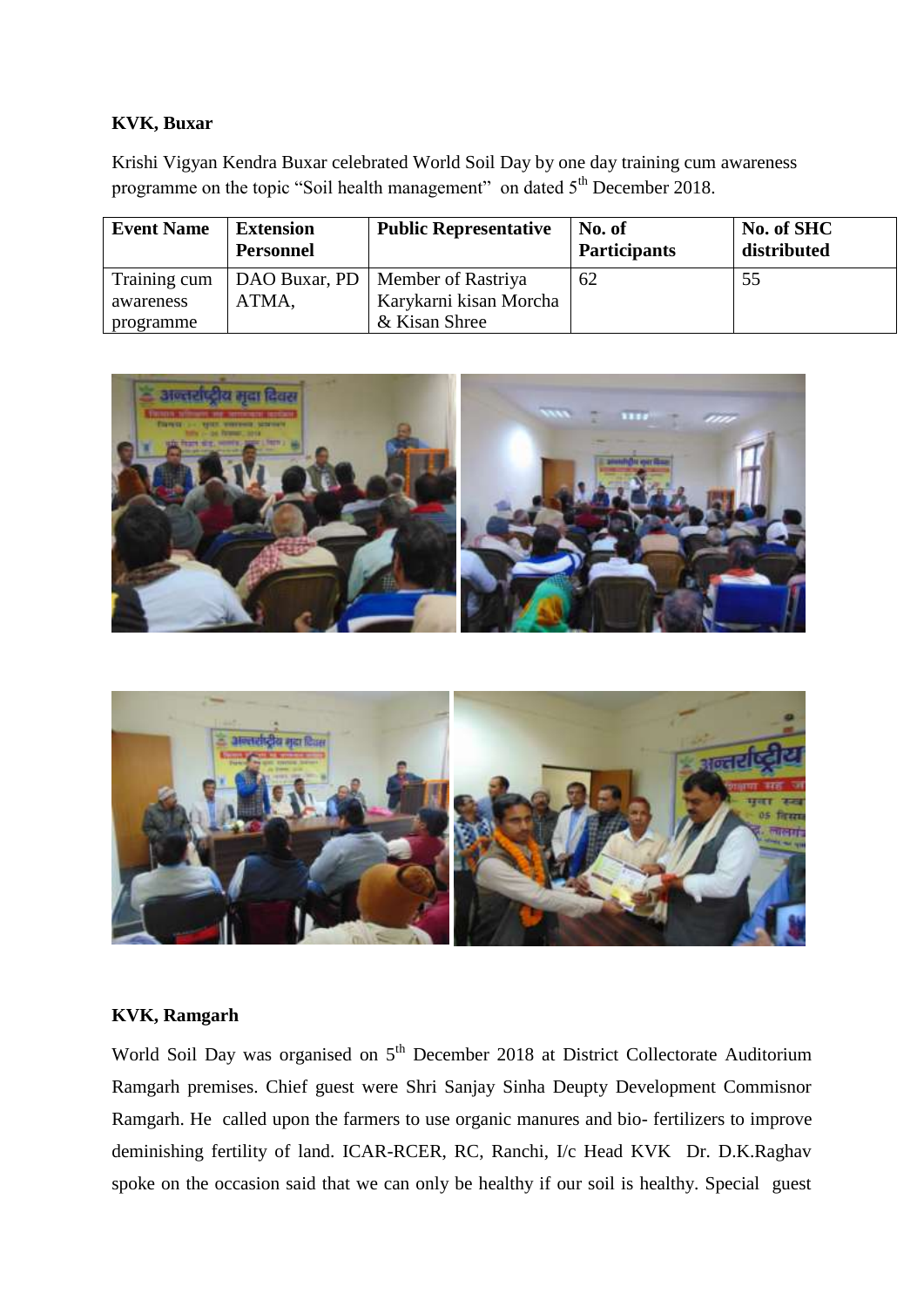**KVK, Buxar**

Krishi Vigyan Kendra Buxar celebrated World Soil Day by one day training cum awareness programme on the topic "Soil health management" on dated 5th December 2018.

| Event Name | Extension Personnel | Public Representative | No. of Participants | No. of SHC distributed |
|---|---|---|---|---|
| Training cum awareness programme | DAO Buxar, PD ATMA, | Member of Rastriya Karykarni kisan Morcha & Kisan Shree | 62 | 55 |

**KVK, Ramgarh**

World Soil Day was organised on 5th December 2018 at District Collectorate Auditorium Ramgarh premises. Chief guest were Shri Sanjay Sinha Deupty Development Commisnor Ramgarh. He called upon the farmers to use organic manures and bio- fertilizers to improve deminishing fertility of land. ICAR-RCER, RC, Ranchi, I/c Head KVK Dr. D.K.Raghav spoke on the occasion said that we can only be healthy if our soil is healthy. Special guest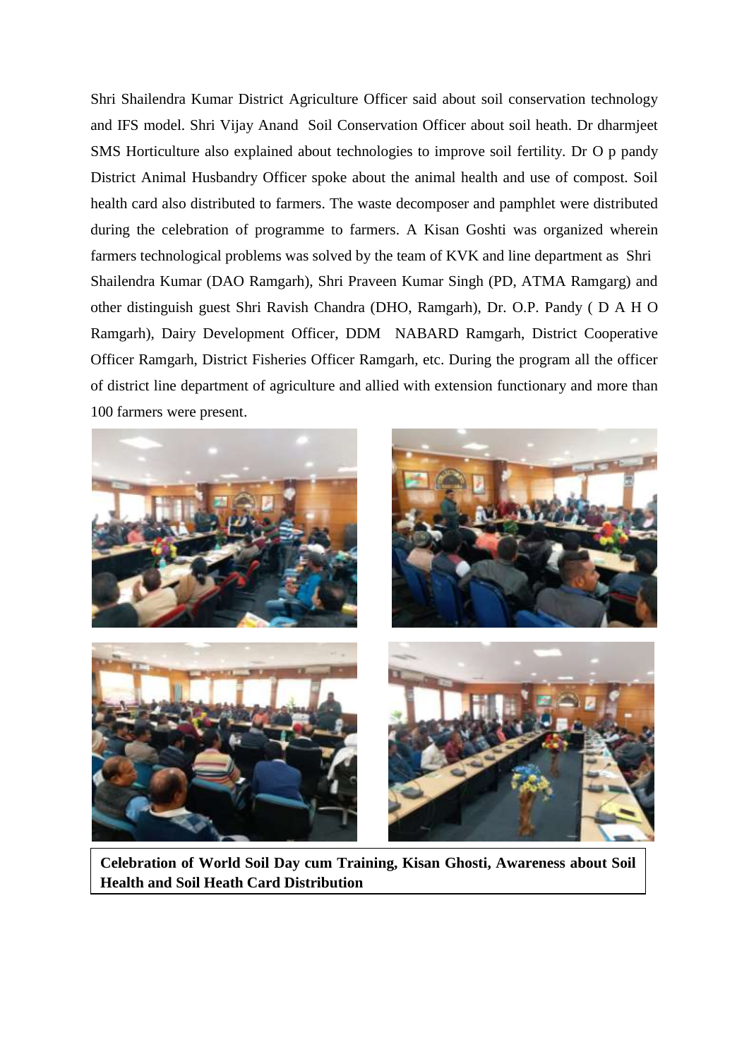Shri Shailendra Kumar District Agriculture Officer said about soil conservation technology and IFS model. Shri Vijay Anand Soil Conservation Officer about soil heath. Dr dharmjeet SMS Horticulture also explained about technologies to improve soil fertility. Dr O p pandy District Animal Husbandry Officer spoke about the animal health and use of compost. Soil health card also distributed to farmers. The waste decomposer and pamphlet were distributed during the celebration of programme to farmers. A Kisan Goshti was organized wherein farmers technological problems was solved by the team of KVK and line department as Shri Shailendra Kumar (DAO Ramgarh), Shri Praveen Kumar Singh (PD, ATMA Ramgarg) and other distinguish guest Shri Ravish Chandra (DHO, Ramgarh), Dr. O.P. Pandy ( D A H O Ramgarh), Dairy Development Officer, DDM NABARD Ramgarh, District Cooperative Officer Ramgarh, District Fisheries Officer Ramgarh, etc. During the program all the officer of district line department of agriculture and allied with extension functionary and more than 100 farmers were present.

**Celebration of World Soil Day cum Training, Kisan Ghosti, Awareness about Soil Health and Soil Heath Card Distribution**